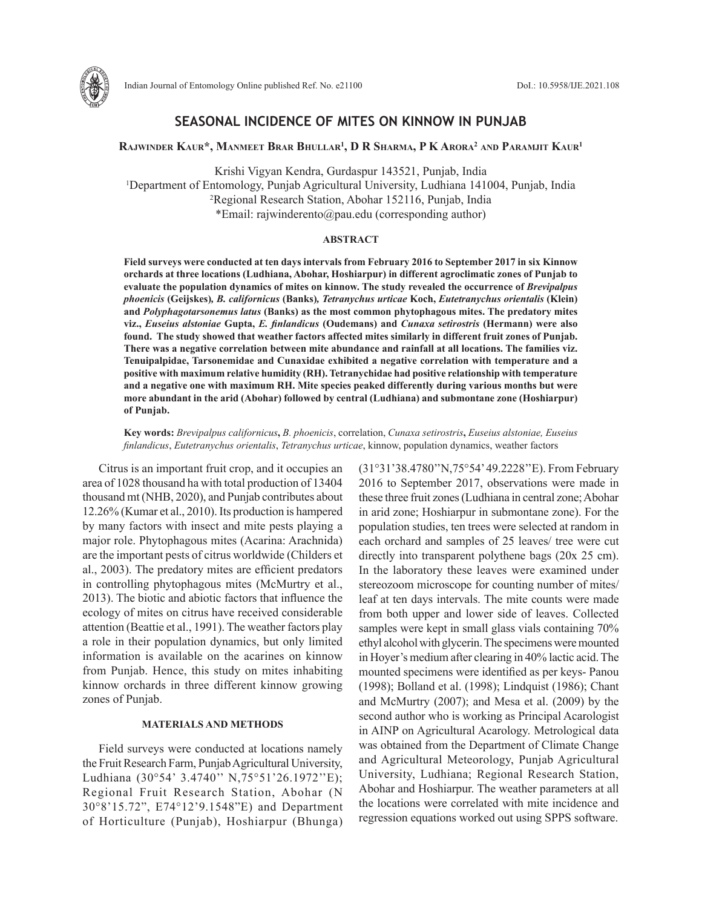# SEASONAL INCIDENCE OF MITES ON KINNOW IN PUNJAB

**Rajwinder Kaur*, Manmeet Brar Bhullar[1], D R Sharma, P K Arora[2] and Paramjit Kaur[1]**

Krishi Vigyan Kendra, Gurdaspur 143521, Punjab, India
[1]Department of Entomology, Punjab Agricultural University, Ludhiana 141004, Punjab, India
[2]Regional Research Station, Abohar 152116, Punjab, India
*Email: rajwinderento@pau.edu (corresponding author)

## ABSTRACT

**Field surveys were conducted at ten days intervals from February 2016 to September 2017 in six Kinnow orchards at three locations (Ludhiana, Abohar, Hoshiarpur) in different agroclimatic zones of Punjab to evaluate the population dynamics of mites on kinnow. The study revealed the occurrence of *Brevipalpus phoenicis* (Geijskes), *B. californicus* (Banks), *Tetranychus urticae* Koch, *Eutetranychus orientalis* (Klein) and *Polyphagotarsonemus latus* (Banks) as the most common phytophagous mites. The predatory mites viz., *Euseius alstoniae* Gupta, *E. finlandicus* (Oudemans) and *Cunaxa setirostris* (Hermann) were also found. The study showed that weather factors affected mites similarly in different fruit zones of Punjab. There was a negative correlation between mite abundance and rainfall at all locations. The families viz. Tenuipalpidae, Tarsonemidae and Cunaxidae exhibited a negative correlation with temperature and a positive with maximum relative humidity (RH). Tetranychidae had positive relationship with temperature and a negative one with maximum RH. Mite species peaked differently during various months but were more abundant in the arid (Abohar) followed by central (Ludhiana) and submontane zone (Hoshiarpur) of Punjab.**

**Key words:** *Brevipalpus californicus*, *B. phoenicis*, correlation, *Cunaxa setirostris*, *Euseius alstoniae, Euseius finlandicus*, *Eutetranychus orientalis*, *Tetranychus urticae*, kinnow, population dynamics, weather factors

Citrus is an important fruit crop, and it occupies an area of 1028 thousand ha with total production of 13404 thousand mt (NHB, 2020), and Punjab contributes about 12.26% (Kumar et al., 2010). Its production is hampered by many factors with insect and mite pests playing a major role. Phytophagous mites (Acarina: Arachnida) are the important pests of citrus worldwide (Childers et al., 2003). The predatory mites are efficient predators in controlling phytophagous mites (McMurtry et al., 2013). The biotic and abiotic factors that influence the ecology of mites on citrus have received considerable attention (Beattie et al., 1991). The weather factors play a role in their population dynamics, but only limited information is available on the acarines on kinnow from Punjab. Hence, this study on mites inhabiting kinnow orchards in three different kinnow growing zones of Punjab.

## MATERIALS AND METHODS

Field surveys were conducted at locations namely the Fruit Research Farm, Punjab Agricultural University, Ludhiana (30°54' 3.4740'' N,75°51'26.1972''E); Regional Fruit Research Station, Abohar (N 30°8'15.72", E74°12'9.1548"E) and Department of Horticulture (Punjab), Hoshiarpur (Bhunga) (31°31'38.4780''N,75°54' 49.2228''E). From February 2016 to September 2017, observations were made in these three fruit zones (Ludhiana in central zone; Abohar in arid zone; Hoshiarpur in submontane zone). For the population studies, ten trees were selected at random in each orchard and samples of 25 leaves/ tree were cut directly into transparent polythene bags (20x 25 cm). In the laboratory these leaves were examined under stereozoom microscope for counting number of mites/ leaf at ten days intervals. The mite counts were made from both upper and lower side of leaves. Collected samples were kept in small glass vials containing 70% ethyl alcohol with glycerin. The specimens were mounted in Hoyer's medium after clearing in 40% lactic acid. The mounted specimens were identified as per keys- Panou (1998); Bolland et al. (1998); Lindquist (1986); Chant and McMurtry (2007); and Mesa et al. (2009) by the second author who is working as Principal Acarologist in AINP on Agricultural Acarology. Metrological data was obtained from the Department of Climate Change and Agricultural Meteorology, Punjab Agricultural University, Ludhiana; Regional Research Station, Abohar and Hoshiarpur. The weather parameters at all the locations were correlated with mite incidence and regression equations worked out using SPPS software.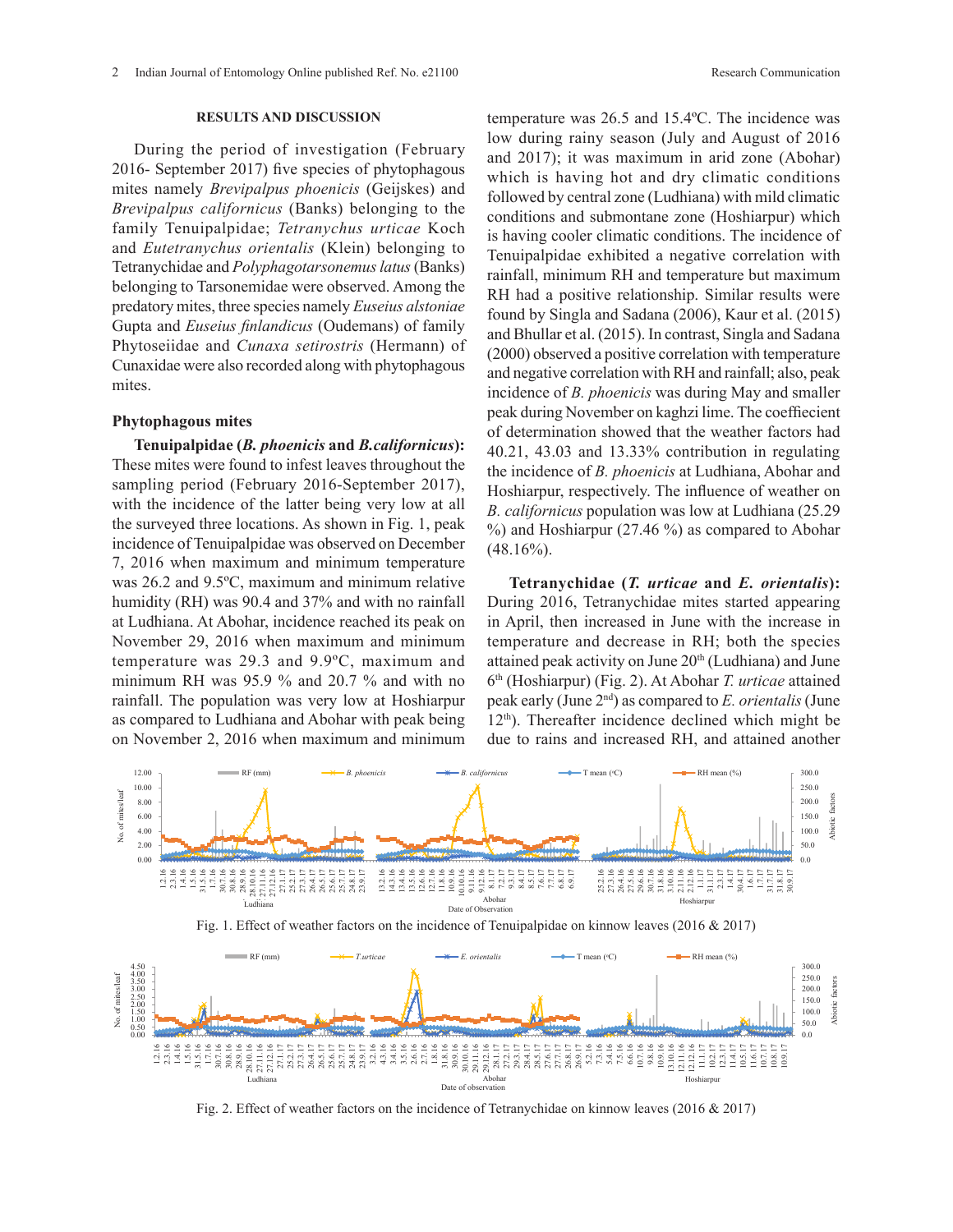## RESULTS AND DISCUSSION

During the period of investigation (February 2016- September 2017) five species of phytophagous mites namely *Brevipalpus phoenicis* (Geijskes) and *Brevipalpus californicus* (Banks) belonging to the family Tenuipalpidae; *Tetranychus urticae* Koch and *Eutetranychus orientalis* (Klein) belonging to Tetranychidae and *Polyphagotarsonemus latus* (Banks) belonging to Tarsonemidae were observed. Among the predatory mites, three species namely *Euseius alstoniae* Gupta and *Euseius finlandicus* (Oudemans) of family Phytoseiidae and *Cunaxa setirostris* (Hermann) of Cunaxidae were also recorded along with phytophagous mites.

### Phytophagous mites

**Tenuipalpidae (*B. phoenicis* and *B.californicus*):** These mites were found to infest leaves throughout the sampling period (February 2016-September 2017), with the incidence of the latter being very low at all the surveyed three locations. As shown in Fig. 1, peak incidence of Tenuipalpidae was observed on December 7, 2016 when maximum and minimum temperature was 26.2 and 9.5ºC, maximum and minimum relative humidity (RH) was 90.4 and 37% and with no rainfall at Ludhiana. At Abohar, incidence reached its peak on November 29, 2016 when maximum and minimum temperature was 29.3 and 9.9ºC, maximum and minimum RH was 95.9 % and 20.7 % and with no rainfall. The population was very low at Hoshiarpur as compared to Ludhiana and Abohar with peak being on November 2, 2016 when maximum and minimum temperature was 26.5 and 15.4ºC. The incidence was low during rainy season (July and August of 2016 and 2017); it was maximum in arid zone (Abohar) which is having hot and dry climatic conditions followed by central zone (Ludhiana) with mild climatic conditions and submontane zone (Hoshiarpur) which is having cooler climatic conditions. The incidence of Tenuipalpidae exhibited a negative correlation with rainfall, minimum RH and temperature but maximum RH had a positive relationship. Similar results were found by Singla and Sadana (2006), Kaur et al. (2015) and Bhullar et al. (2015). In contrast, Singla and Sadana (2000) observed a positive correlation with temperature and negative correlation with RH and rainfall; also, peak incidence of *B. phoenicis* was during May and smaller peak during November on kaghzi lime. The coeffiecient of determination showed that the weather factors had 40.21, 43.03 and 13.33% contribution in regulating the incidence of *B. phoenicis* at Ludhiana, Abohar and Hoshiarpur, respectively. The influence of weather on *B. californicus* population was low at Ludhiana (25.29 %) and Hoshiarpur (27.46 %) as compared to Abohar (48.16%).

**Tetranychidae (*T. urticae* and *E. orientalis*):** During 2016, Tetranychidae mites started appearing in April, then increased in June with the increase in temperature and decrease in RH; both the species attained peak activity on June 20[th] (Ludhiana) and June 6[th] (Hoshiarpur) (Fig. 2). At Abohar *T. urticae* attained peak early (June 2[nd]) as compared to *E. orientalis* (June 12[th]). Thereafter incidence declined which might be due to rains and increased RH, and attained another

Fig. 1. Effect of weather factors on the incidence of Tenuipalpidae on kinnow leaves (2016 & 2017)

Fig. 2. Effect of weather factors on the incidence of Tetranychidae on kinnow leaves (2016 & 2017)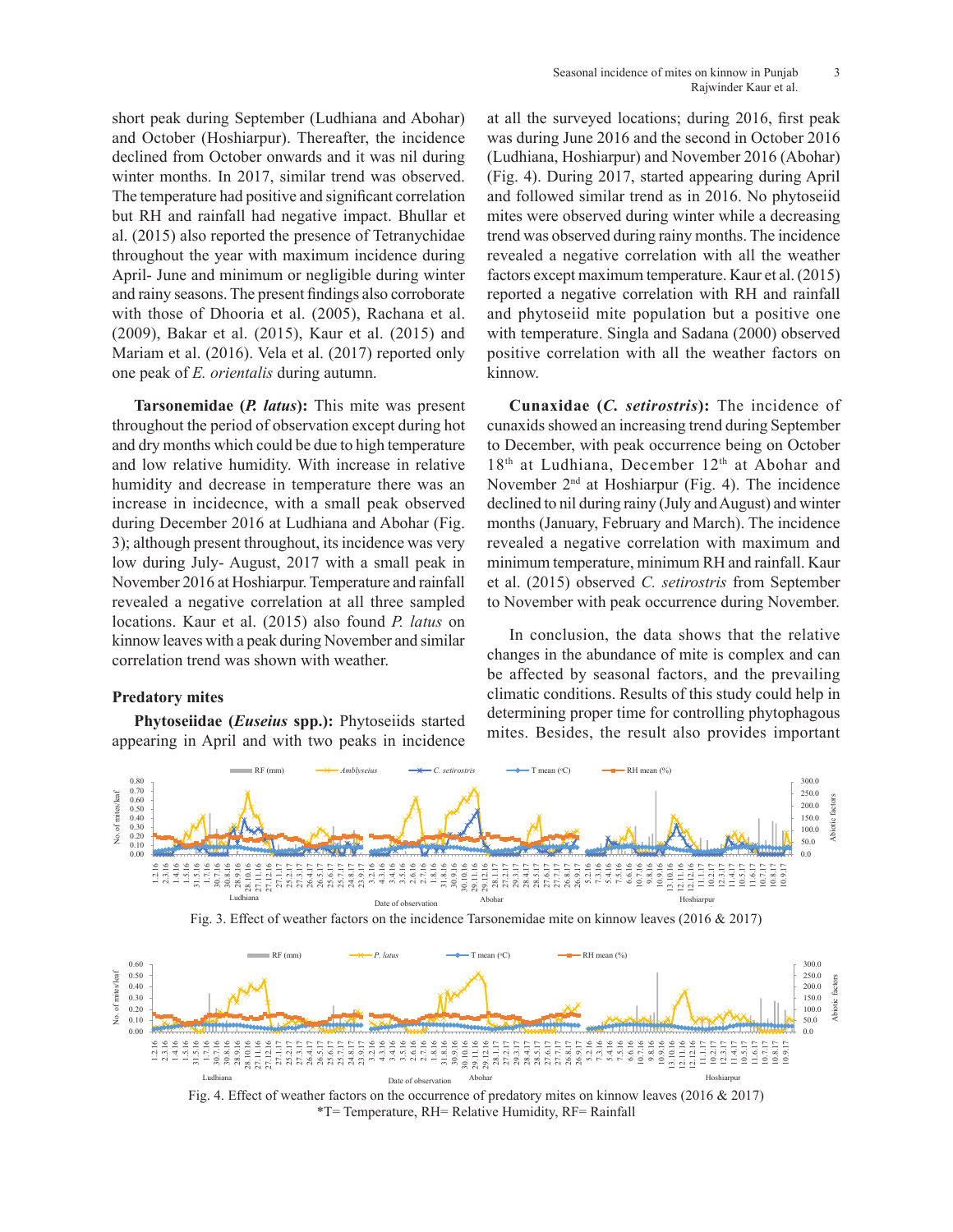short peak during September (Ludhiana and Abohar) and October (Hoshiarpur). Thereafter, the incidence declined from October onwards and it was nil during winter months. In 2017, similar trend was observed. The temperature had positive and significant correlation but RH and rainfall had negative impact. Bhullar et al. (2015) also reported the presence of Tetranychidae throughout the year with maximum incidence during April- June and minimum or negligible during winter and rainy seasons. The present findings also corroborate with those of Dhooria et al. (2005), Rachana et al. (2009), Bakar et al. (2015), Kaur et al. (2015) and Mariam et al. (2016). Vela et al. (2017) reported only one peak of *E. orientalis* during autumn.

**Tarsonemidae (*P. latus*):** This mite was present throughout the period of observation except during hot and dry months which could be due to high temperature and low relative humidity. With increase in relative humidity and decrease in temperature there was an increase in incidecnce, with a small peak observed during December 2016 at Ludhiana and Abohar (Fig. 3); although present throughout, its incidence was very low during July- August, 2017 with a small peak in November 2016 at Hoshiarpur. Temperature and rainfall revealed a negative correlation at all three sampled locations. Kaur et al. (2015) also found *P. latus* on kinnow leaves with a peak during November and similar correlation trend was shown with weather.

## Predatory mites

**Phytoseiidae (*Euseius* spp.):** Phytoseiids started appearing in April and with two peaks in incidence at all the surveyed locations; during 2016, first peak was during June 2016 and the second in October 2016 (Ludhiana, Hoshiarpur) and November 2016 (Abohar) (Fig. 4). During 2017, started appearing during April and followed similar trend as in 2016. No phytoseiid mites were observed during winter while a decreasing trend was observed during rainy months. The incidence revealed a negative correlation with all the weather factors except maximum temperature. Kaur et al. (2015) reported a negative correlation with RH and rainfall and phytoseiid mite population but a positive one with temperature. Singla and Sadana (2000) observed positive correlation with all the weather factors on kinnow.

**Cunaxidae (*C. setirostris*):** The incidence of cunaxids showed an increasing trend during September to December, with peak occurrence being on October 18th at Ludhiana, December 12th at Abohar and November 2nd at Hoshiarpur (Fig. 4). The incidence declined to nil during rainy (July and August) and winter months (January, February and March). The incidence revealed a negative correlation with maximum and minimum temperature, minimum RH and rainfall. Kaur et al. (2015) observed *C. setirostris* from September to November with peak occurrence during November.

In conclusion, the data shows that the relative changes in the abundance of mite is complex and can be affected by seasonal factors, and the prevailing climatic conditions. Results of this study could help in determining proper time for controlling phytophagous mites. Besides, the result also provides important

Fig. 3. Effect of weather factors on the incidence Tarsonemidae mite on kinnow leaves (2016 & 2017)

Fig. 4. Effect of weather factors on the occurrence of predatory mites on kinnow leaves (2016 & 2017)
*T= Temperature, RH= Relative Humidity, RF= Rainfall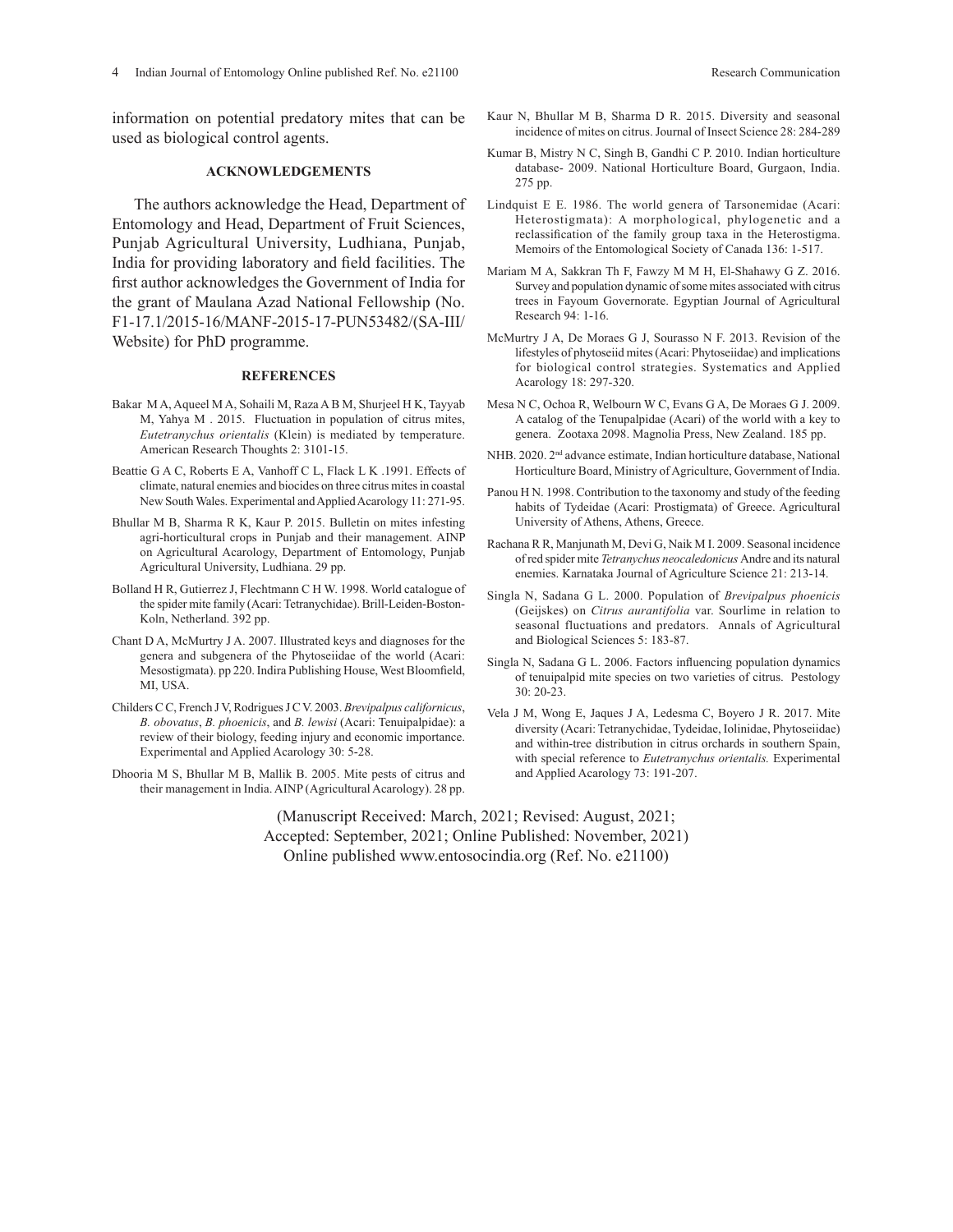information on potential predatory mites that can be used as biological control agents.

## ACKNOWLEDGEMENTS

The authors acknowledge the Head, Department of Entomology and Head, Department of Fruit Sciences, Punjab Agricultural University, Ludhiana, Punjab, India for providing laboratory and field facilities. The first author acknowledges the Government of India for the grant of Maulana Azad National Fellowship (No. F1-17.1/2015-16/MANF-2015-17-PUN53482/(SA-III/ Website) for PhD programme.

## REFERENCES

Bakar M A, Aqueel M A, Sohaili M, Raza A B M, Shurjeel H K, Tayyab M, Yahya M . 2015. Fluctuation in population of citrus mites, *Eutetranychus orientalis* (Klein) is mediated by temperature. American Research Thoughts 2: 3101-15.

Beattie G A C, Roberts E A, Vanhoff C L, Flack L K .1991. Effects of climate, natural enemies and biocides on three citrus mites in coastal New South Wales. Experimental and Applied Acarology 11: 271-95.

Bhullar M B, Sharma R K, Kaur P. 2015. Bulletin on mites infesting agri-horticultural crops in Punjab and their management. AINP on Agricultural Acarology, Department of Entomology, Punjab Agricultural University, Ludhiana. 29 pp.

Bolland H R, Gutierrez J, Flechtmann C H W. 1998. World catalogue of the spider mite family (Acari: Tetranychidae). Brill-Leiden-Boston-Koln, Netherland. 392 pp.

Chant D A, McMurtry J A. 2007. Illustrated keys and diagnoses for the genera and subgenera of the Phytoseiidae of the world (Acari: Mesostigmata). pp 220. Indira Publishing House, West Bloomfield, MI, USA.

Childers C C, French J V, Rodrigues J C V. 2003. *Brevipalpus californicus*, *B. obovatus*, *B. phoenicis*, and *B. lewisi* (Acari: Tenuipalpidae): a review of their biology, feeding injury and economic importance. Experimental and Applied Acarology 30: 5-28.

Dhooria M S, Bhullar M B, Mallik B. 2005. Mite pests of citrus and their management in India. AINP (Agricultural Acarology). 28 pp.

Kaur N, Bhullar M B, Sharma D R. 2015. Diversity and seasonal incidence of mites on citrus. Journal of Insect Science 28: 284-289

Kumar B, Mistry N C, Singh B, Gandhi C P. 2010. Indian horticulture database- 2009. National Horticulture Board, Gurgaon, India. 275 pp.

Lindquist E E. 1986. The world genera of Tarsonemidae (Acari: Heterostigmata): A morphological, phylogenetic and a reclassification of the family group taxa in the Heterostigma. Memoirs of the Entomological Society of Canada 136: 1-517.

Mariam M A, Sakkran Th F, Fawzy M M H, El-Shahawy G Z. 2016. Survey and population dynamic of some mites associated with citrus trees in Fayoum Governorate. Egyptian Journal of Agricultural Research 94: 1-16.

McMurtry J A, De Moraes G J, Sourasso N F. 2013. Revision of the lifestyles of phytoseiid mites (Acari: Phytoseiidae) and implications for biological control strategies. Systematics and Applied Acarology 18: 297-320.

Mesa N C, Ochoa R, Welbourn W C, Evans G A, De Moraes G J. 2009. A catalog of the Tenupalpidae (Acari) of the world with a key to genera. Zootaxa 2098. Magnolia Press, New Zealand. 185 pp.

NHB. 2020. 2nd advance estimate, Indian horticulture database, National Horticulture Board, Ministry of Agriculture, Government of India.

Panou H N. 1998. Contribution to the taxonomy and study of the feeding habits of Tydeidae (Acari: Prostigmata) of Greece. Agricultural University of Athens, Athens, Greece.

Rachana R R, Manjunath M, Devi G, Naik M I. 2009. Seasonal incidence of red spider mite *Tetranychus neocaledonicus* Andre and its natural enemies. Karnataka Journal of Agriculture Science 21: 213-14.

Singla N, Sadana G L. 2000. Population of *Brevipalpus phoenicis* (Geijskes) on *Citrus aurantifolia* var. Sourlime in relation to seasonal fluctuations and predators. Annals of Agricultural and Biological Sciences 5: 183-87.

Singla N, Sadana G L. 2006. Factors influencing population dynamics of tenuipalpid mite species on two varieties of citrus. Pestology 30: 20-23.

Vela J M, Wong E, Jaques J A, Ledesma C, Boyero J R. 2017. Mite diversity (Acari: Tetranychidae, Tydeidae, Iolinidae, Phytoseiidae) and within-tree distribution in citrus orchards in southern Spain, with special reference to *Eutetranychus orientalis.* Experimental and Applied Acarology 73: 191-207.

(Manuscript Received: March, 2021; Revised: August, 2021; Accepted: September, 2021; Online Published: November, 2021)
Online published www.entosocindia.org (Ref. No. e21100)